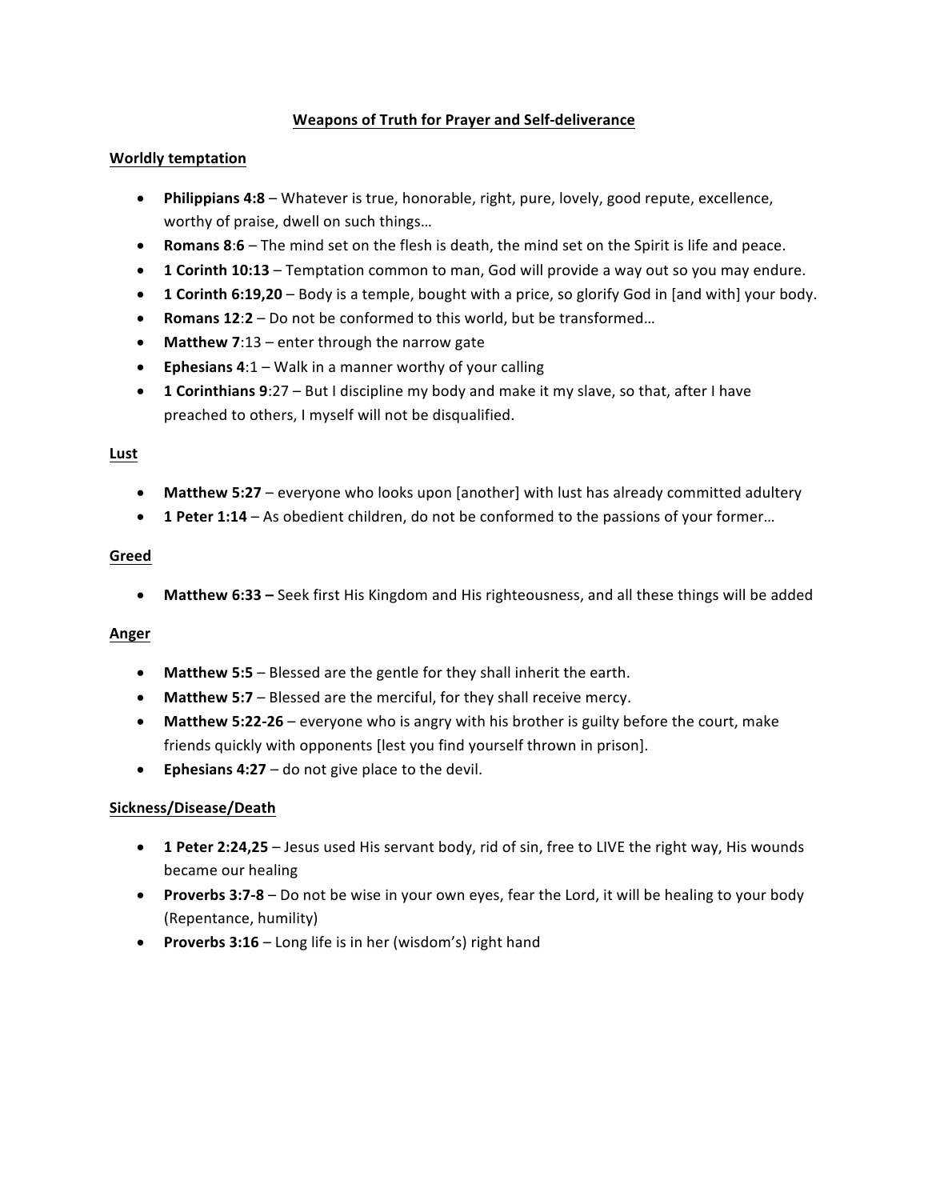# Weapons of Truth for Prayer and Self-deliverance

## Worldly temptation

- **Philippians 4:8** – Whatever is true, honorable, right, pure, lovely, good repute, excellence, worthy of praise, dwell on such things…
- **Romans 8**:**6** – The mind set on the flesh is death, the mind set on the Spirit is life and peace.
- **1 Corinth 10:13** – Temptation common to man, God will provide a way out so you may endure.
- **1 Corinth 6:19,20** – Body is a temple, bought with a price, so glorify God in [and with] your body.
- **Romans 12**:**2** – Do not be conformed to this world, but be transformed…
- **Matthew 7**:13 – enter through the narrow gate
- **Ephesians 4**:1 – Walk in a manner worthy of your calling
- **1 Corinthians 9**:27 – But I discipline my body and make it my slave, so that, after I have preached to others, I myself will not be disqualified.

## Lust

- **Matthew 5:27** – everyone who looks upon [another] with lust has already committed adultery
- **1 Peter 1:14** – As obedient children, do not be conformed to the passions of your former…

## Greed

- **Matthew 6:33 –** Seek first His Kingdom and His righteousness, and all these things will be added

## Anger

- **Matthew 5:5** – Blessed are the gentle for they shall inherit the earth.
- **Matthew 5:7** – Blessed are the merciful, for they shall receive mercy.
- **Matthew 5:22-26** – everyone who is angry with his brother is guilty before the court, make friends quickly with opponents [lest you find yourself thrown in prison].
- **Ephesians 4:27** – do not give place to the devil.

## Sickness/Disease/Death

- **1 Peter 2:24,25** – Jesus used His servant body, rid of sin, free to LIVE the right way, His wounds became our healing
- **Proverbs 3:7-8** – Do not be wise in your own eyes, fear the Lord, it will be healing to your body (Repentance, humility)
- **Proverbs 3:16** – Long life is in her (wisdom's) right hand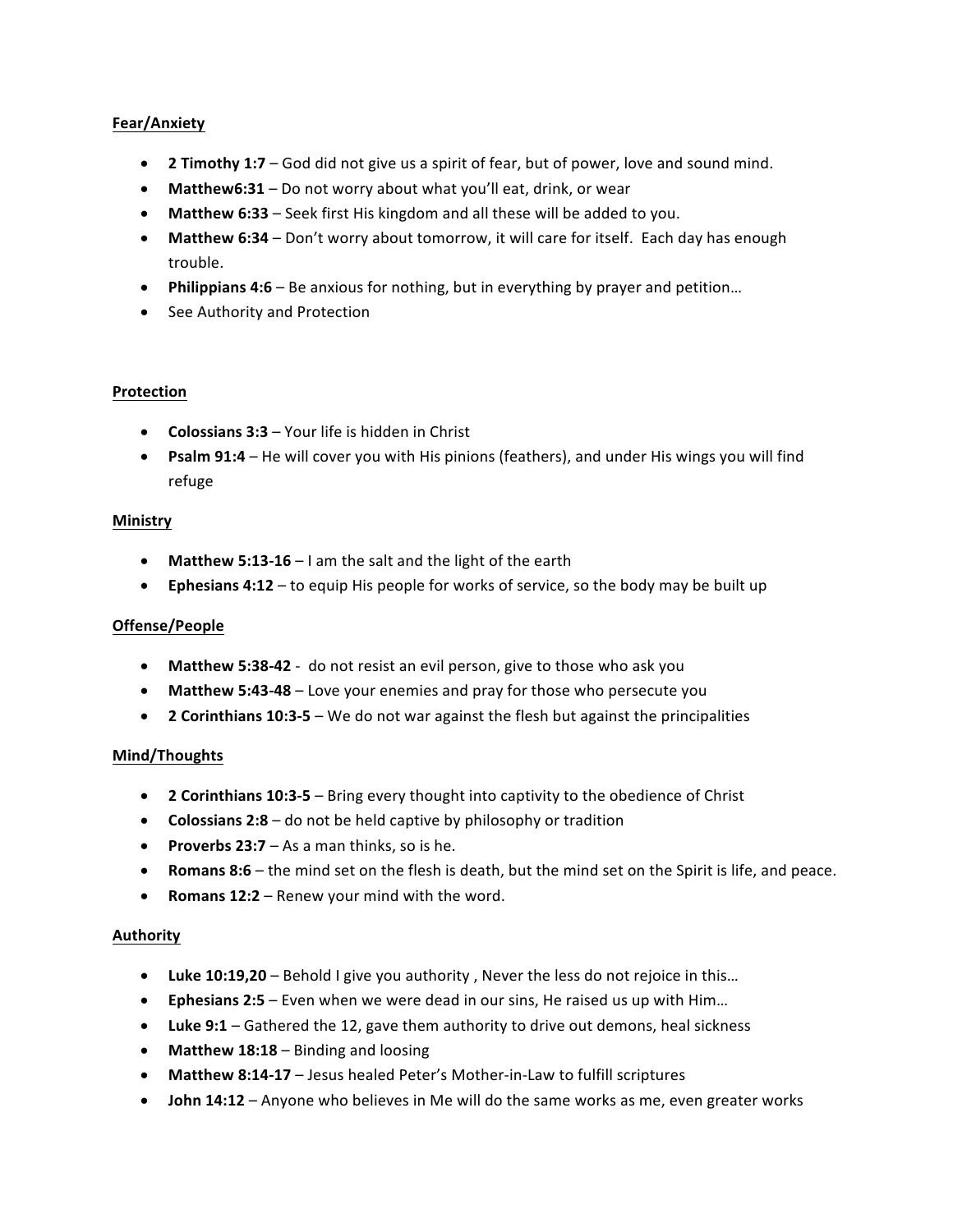**Fear/Anxiety**

- **2 Timothy 1:7** – God did not give us a spirit of fear, but of power, love and sound mind.
- **Matthew6:31** – Do not worry about what you'll eat, drink, or wear
- **Matthew 6:33** – Seek first His kingdom and all these will be added to you.
- **Matthew 6:34** – Don't worry about tomorrow, it will care for itself. Each day has enough trouble.
- **Philippians 4:6** – Be anxious for nothing, but in everything by prayer and petition…
- See Authority and Protection

**Protection**

- **Colossians 3:3** – Your life is hidden in Christ
- **Psalm 91:4** – He will cover you with His pinions (feathers), and under His wings you will find refuge

**Ministry**

- **Matthew 5:13-16** – I am the salt and the light of the earth
- **Ephesians 4:12** – to equip His people for works of service, so the body may be built up

**Offense/People**

- **Matthew 5:38-42** - do not resist an evil person, give to those who ask you
- **Matthew 5:43-48** – Love your enemies and pray for those who persecute you
- **2 Corinthians 10:3-5** – We do not war against the flesh but against the principalities

**Mind/Thoughts**

- **2 Corinthians 10:3-5** – Bring every thought into captivity to the obedience of Christ
- **Colossians 2:8** – do not be held captive by philosophy or tradition
- **Proverbs 23:7** – As a man thinks, so is he.
- **Romans 8:6** – the mind set on the flesh is death, but the mind set on the Spirit is life, and peace.
- **Romans 12:2** – Renew your mind with the word.

**Authority**

- **Luke 10:19,20** – Behold I give you authority , Never the less do not rejoice in this…
- **Ephesians 2:5** – Even when we were dead in our sins, He raised us up with Him…
- **Luke 9:1** – Gathered the 12, gave them authority to drive out demons, heal sickness
- **Matthew 18:18** – Binding and loosing
- **Matthew 8:14-17** – Jesus healed Peter's Mother-in-Law to fulfill scriptures
- **John 14:12** – Anyone who believes in Me will do the same works as me, even greater works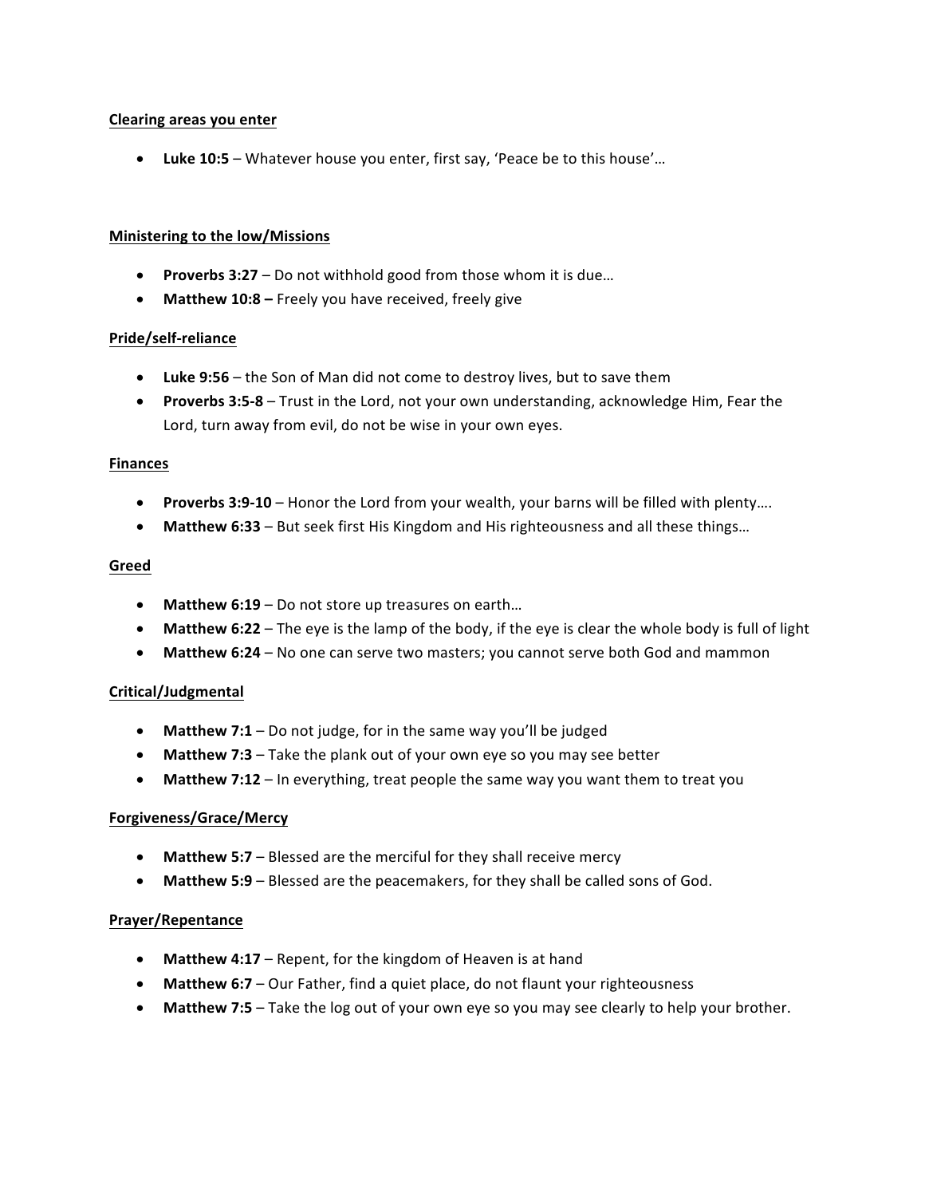**Clearing areas you enter**

- **Luke 10:5** – Whatever house you enter, first say, 'Peace be to this house'…

**Ministering to the low/Missions**

- **Proverbs 3:27** – Do not withhold good from those whom it is due…
- **Matthew 10:8 –** Freely you have received, freely give

**Pride/self-reliance**

- **Luke 9:56** – the Son of Man did not come to destroy lives, but to save them
- **Proverbs 3:5-8** – Trust in the Lord, not your own understanding, acknowledge Him, Fear the Lord, turn away from evil, do not be wise in your own eyes.

**Finances**

- **Proverbs 3:9-10** – Honor the Lord from your wealth, your barns will be filled with plenty….
- **Matthew 6:33** – But seek first His Kingdom and His righteousness and all these things…

**Greed**

- **Matthew 6:19** – Do not store up treasures on earth…
- **Matthew 6:22** – The eye is the lamp of the body, if the eye is clear the whole body is full of light
- **Matthew 6:24** – No one can serve two masters; you cannot serve both God and mammon

**Critical/Judgmental**

- **Matthew 7:1** – Do not judge, for in the same way you'll be judged
- **Matthew 7:3** – Take the plank out of your own eye so you may see better
- **Matthew 7:12** – In everything, treat people the same way you want them to treat you

**Forgiveness/Grace/Mercy**

- **Matthew 5:7** – Blessed are the merciful for they shall receive mercy
- **Matthew 5:9** – Blessed are the peacemakers, for they shall be called sons of God.

**Prayer/Repentance**

- **Matthew 4:17** – Repent, for the kingdom of Heaven is at hand
- **Matthew 6:7** – Our Father, find a quiet place, do not flaunt your righteousness
- **Matthew 7:5** – Take the log out of your own eye so you may see clearly to help your brother.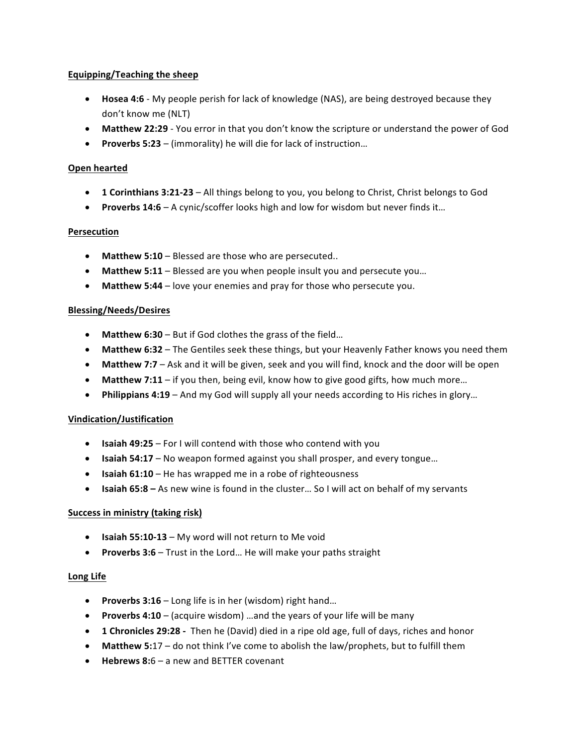**Equipping/Teaching the sheep**

- **Hosea 4:6** - My people perish for lack of knowledge (NAS), are being destroyed because they don't know me (NLT)
- **Matthew 22:29** - You error in that you don't know the scripture or understand the power of God
- **Proverbs 5:23** – (immorality) he will die for lack of instruction…

**Open hearted**

- **1 Corinthians 3:21-23** – All things belong to you, you belong to Christ, Christ belongs to God
- **Proverbs 14:6** – A cynic/scoffer looks high and low for wisdom but never finds it…

**Persecution**

- **Matthew 5:10** – Blessed are those who are persecuted..
- **Matthew 5:11** – Blessed are you when people insult you and persecute you…
- **Matthew 5:44** – love your enemies and pray for those who persecute you.

**Blessing/Needs/Desires**

- **Matthew 6:30** – But if God clothes the grass of the field…
- **Matthew 6:32** – The Gentiles seek these things, but your Heavenly Father knows you need them
- **Matthew 7:7** – Ask and it will be given, seek and you will find, knock and the door will be open
- **Matthew 7:11** – if you then, being evil, know how to give good gifts, how much more…
- **Philippians 4:19** – And my God will supply all your needs according to His riches in glory…

**Vindication/Justification**

- **Isaiah 49:25** – For I will contend with those who contend with you
- **Isaiah 54:17** – No weapon formed against you shall prosper, and every tongue…
- **Isaiah 61:10** – He has wrapped me in a robe of righteousness
- **Isaiah 65:8 –** As new wine is found in the cluster… So I will act on behalf of my servants

**Success in ministry (taking risk)**

- **Isaiah 55:10-13** – My word will not return to Me void
- **Proverbs 3:6** – Trust in the Lord… He will make your paths straight

**Long Life**

- **Proverbs 3:16** – Long life is in her (wisdom) right hand…
- **Proverbs 4:10** – (acquire wisdom) …and the years of your life will be many
- **1 Chronicles 29:28 -** Then he (David) died in a ripe old age, full of days, riches and honor
- **Matthew 5:**17 – do not think I've come to abolish the law/prophets, but to fulfill them
- **Hebrews 8:**6 – a new and BETTER covenant